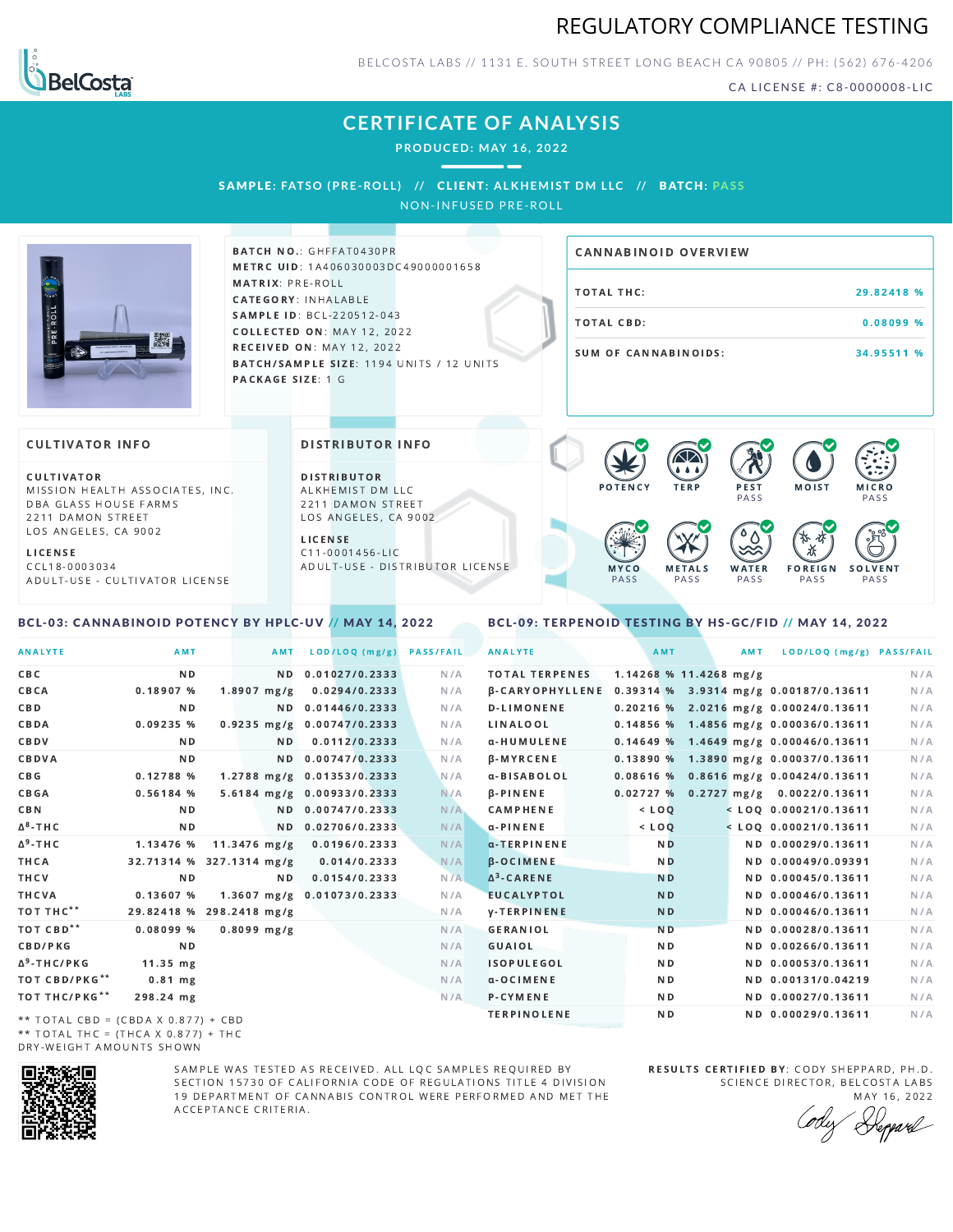# REGULATORY COMPLIANCE TESTING

BELCOSTA LABS // 1131 E. SOUTH STREET LONG BEACH CA 90805 // PH: (562) 676-4206

CA LICENSE #: C8-0000008-LIC

## CERTIFICATE OF ANALYSIS

PRODUCED: MAY 16, 2022

**SAMPLE:** FATSO (PRE-ROLL) // **CLIENT:** ALKHEMIST DM LLC // **BATCH:** PASS

NON-INFUSED PRE-ROLL

**BATCH NO.:** GHFFAT0430PR
**METRC UID:** 1A406030003DC49000001658
**MATRIX:** PRE-ROLL
**CATEGORY:** INHALABLE
**SAMPLE ID:** BCL-220512-043
**COLLECTED ON:** MAY 12, 2022
**RECEIVED ON:** MAY 12, 2022
**BATCH/SAMPLE SIZE:** 1194 UNITS / 12 UNITS
**PACKAGE SIZE:** 1 G

### CANNABINOID OVERVIEW

| | |
|---|---|
| TOTAL THC: | 29.82418 % |
| TOTAL CBD: | 0.08099 % |
| SUM OF CANNABINOIDS: | 34.95511 % |

### CULTIVATOR INFO

**CULTIVATOR**
MISSION HEALTH ASSOCIATES, INC.
DBA GLASS HOUSE FARMS
2211 DAMON STREET
LOS ANGELES, CA 9002

**LICENSE**
CCL18-0003034
ADULT-USE - CULTIVATOR LICENSE

### DISTRIBUTOR INFO

**DISTRIBUTOR**
ALKHEMIST DM LLC
2211 DAMON STREET
LOS ANGELES, CA 9002

**LICENSE**
C11-0001456-LIC
ADULT-USE - DISTRIBUTOR LICENSE

POTENCY | TERP | PEST: PASS | MOIST | MICRO: PASS | MYCO: PASS | METALS: PASS | WATER: PASS | FOREIGN: PASS | SOLVENT: PASS

### BCL-03: CANNABINOID POTENCY BY HPLC-UV // MAY 14, 2022

| ANALYTE | AMT | AMT | LOD/LOQ (mg/g) | PASS/FAIL |
|---|---|---|---|---|
| CBC | ND | ND | 0.01027/0.2333 | N/A |
| CBCA | 0.18907 % | 1.8907 mg/g | 0.0294/0.2333 | N/A |
| CBD | ND | ND | 0.01446/0.2333 | N/A |
| CBDA | 0.09235 % | 0.9235 mg/g | 0.00747/0.2333 | N/A |
| CBDV | ND | ND | 0.0112/0.2333 | N/A |
| CBDVA | ND | ND | 0.00747/0.2333 | N/A |
| CBG | 0.12788 % | 1.2788 mg/g | 0.01353/0.2333 | N/A |
| CBGA | 0.56184 % | 5.6184 mg/g | 0.00933/0.2333 | N/A |
| CBN | ND | ND | 0.00747/0.2333 | N/A |
| $\Delta^8$-THC | ND | ND | 0.02706/0.2333 | N/A |
| $\Delta^9$-THC | 1.13476 % | 11.3476 mg/g | 0.0196/0.2333 | N/A |
| THCA | 32.71314 % | 327.1314 mg/g | 0.014/0.2333 | N/A |
| THCV | ND | ND | 0.0154/0.2333 | N/A |
| THCVA | 0.13607 % | 1.3607 mg/g | 0.01073/0.2333 | N/A |
| TOT THC** | 29.82418 % | 298.2418 mg/g | | N/A |
| TOT CBD** | 0.08099 % | 0.8099 mg/g | | N/A |
| CBD/PKG | ND | | | N/A |
| $\Delta^9$-THC/PKG | 11.35 mg | | | N/A |
| TOT CBD/PKG** | 0.81 mg | | | N/A |
| TOT THC/PKG** | 298.24 mg | | | N/A |

** TOTAL CBD = (CBDA X 0.877) + CBD
** TOTAL THC = (THCA X 0.877) + THC
DRY-WEIGHT AMOUNTS SHOWN

### BCL-09: TERPENOID TESTING BY HS-GC/FID // MAY 14, 2022

| ANALYTE | AMT | AMT | LOD/LOQ (mg/g) | PASS/FAIL |
|---|---|---|---|---|
| TOTAL TERPENES | 1.14268 % | 11.4268 mg/g | | N/A |
| β-CARYOPHYLLENE | 0.39314 % | 3.9314 mg/g | 0.00187/0.13611 | N/A |
| D-LIMONENE | 0.20216 % | 2.0216 mg/g | 0.00024/0.13611 | N/A |
| LINALOOL | 0.14856 % | 1.4856 mg/g | 0.00036/0.13611 | N/A |
| α-HUMULENE | 0.14649 % | 1.4649 mg/g | 0.00046/0.13611 | N/A |
| β-MYRCENE | 0.13890 % | 1.3890 mg/g | 0.00037/0.13611 | N/A |
| α-BISABOLOL | 0.08616 % | 0.8616 mg/g | 0.00424/0.13611 | N/A |
| β-PINENE | 0.02727 % | 0.2727 mg/g | 0.0022/0.13611 | N/A |
| CAMPHENE | < LOQ | < LOQ | 0.00021/0.13611 | N/A |
| α-PINENE | < LOQ | < LOQ | 0.00021/0.13611 | N/A |
| α-TERPINENE | ND | ND | 0.00029/0.13611 | N/A |
| β-OCIMENE | ND | ND | 0.00049/0.09391 | N/A |
| $\Delta^3$-CARENE | ND | ND | 0.00045/0.13611 | N/A |
| EUCALYPTOL | ND | ND | 0.00046/0.13611 | N/A |
| γ-TERPINENE | ND | ND | 0.00046/0.13611 | N/A |
| GERANIOL | ND | ND | 0.00028/0.13611 | N/A |
| GUAIOL | ND | ND | 0.00266/0.13611 | N/A |
| ISOPULEGOL | ND | ND | 0.00053/0.13611 | N/A |
| α-OCIMENE | ND | ND | 0.00131/0.04219 | N/A |
| P-CYMENE | ND | ND | 0.00027/0.13611 | N/A |
| TERPINOLENE | ND | ND | 0.00029/0.13611 | N/A |

SAMPLE WAS TESTED AS RECEIVED. ALL LQC SAMPLES REQUIRED BY SECTION 15730 OF CALIFORNIA CODE OF REGULATIONS TITLE 4 DIVISION 19 DEPARTMENT OF CANNABIS CONTROL WERE PERFORMED AND MET THE ACCEPTANCE CRITERIA.

**RESULTS CERTIFIED BY:** CODY SHEPPARD, PH.D.
SCIENCE DIRECTOR, BELCOSTA LABS
MAY 16, 2022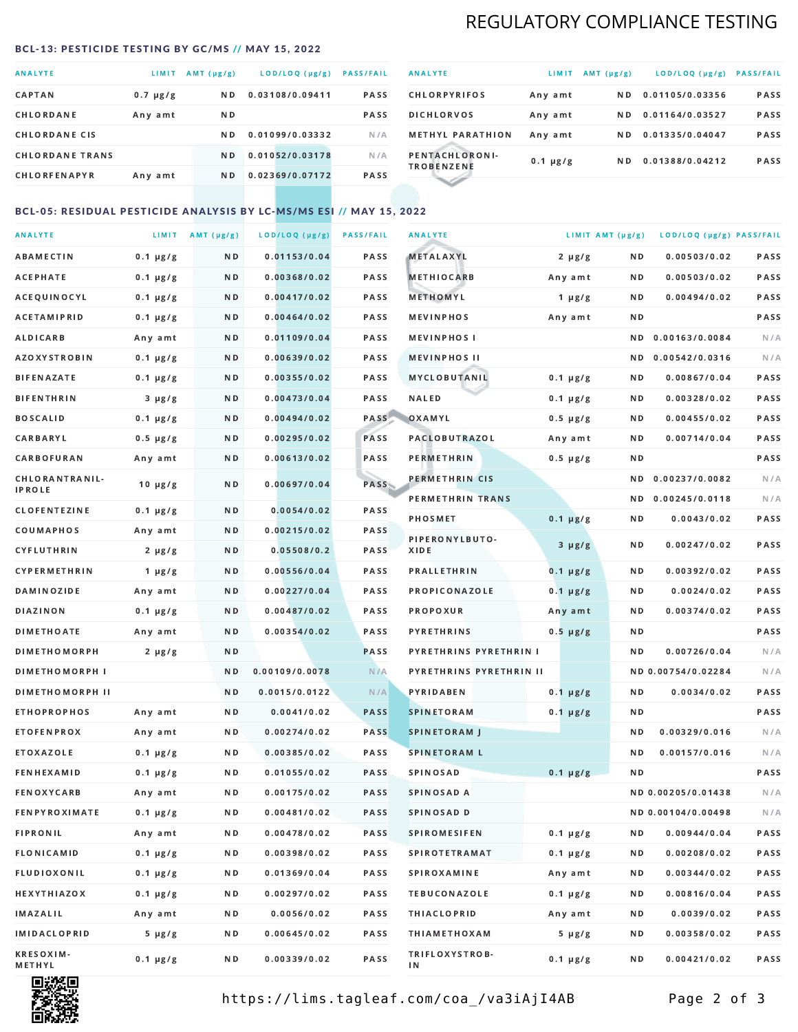## REGULATORY COMPLIANCE TESTING

### BCL-13: PESTICIDE TESTING BY GC/MS // MAY 15, 2022

| ANALYTE | LIMIT | AMT (μg/g) | LOD/LOQ (μg/g) | PASS/FAIL |
|---|---|---|---|---|
| CAPTAN | 0.7 μg/g | ND | 0.03108/0.09411 | PASS |
| CHLORDANE | Any amt | ND | | PASS |
| CHLORDANE CIS | | ND | 0.01099/0.03332 | N/A |
| CHLORDANE TRANS | | ND | 0.01052/0.03178 | N/A |
| CHLORFENAPYR | Any amt | ND | 0.02369/0.07172 | PASS |
| CHLORPYRIFOS | Any amt | ND | 0.01105/0.03356 | PASS |
| DICHLORVOS | Any amt | ND | 0.01164/0.03527 | PASS |
| METHYL PARATHION | Any amt | ND | 0.01335/0.04047 | PASS |
| PENTACHLORONITROBENZENE | 0.1 μg/g | ND | 0.01388/0.04212 | PASS |

### BCL-05: RESIDUAL PESTICIDE ANALYSIS BY LC-MS/MS ESI // MAY 15, 2022

| ANALYTE | LIMIT | AMT (μg/g) | LOD/LOQ (μg/g) | PASS/FAIL |
|---|---|---|---|---|
| ABAMECTIN | 0.1 μg/g | ND | 0.01153/0.04 | PASS |
| ACEPHATE | 0.1 μg/g | ND | 0.00368/0.02 | PASS |
| ACEQUINOCYL | 0.1 μg/g | ND | 0.00417/0.02 | PASS |
| ACETAMIPRID | 0.1 μg/g | ND | 0.00464/0.02 | PASS |
| ALDICARB | Any amt | ND | 0.01109/0.04 | PASS |
| AZOXYSTROBIN | 0.1 μg/g | ND | 0.00639/0.02 | PASS |
| BIFENAZATE | 0.1 μg/g | ND | 0.00355/0.02 | PASS |
| BIFENTHRIN | 3 μg/g | ND | 0.00473/0.04 | PASS |
| BOSCALID | 0.1 μg/g | ND | 0.00494/0.02 | PASS |
| CARBARYL | 0.5 μg/g | ND | 0.00295/0.02 | PASS |
| CARBOFURAN | Any amt | ND | 0.00613/0.02 | PASS |
| CHLORANTRANILIPROLE | 10 μg/g | ND | 0.00697/0.04 | PASS |
| CLOFENTEZINE | 0.1 μg/g | ND | 0.0054/0.02 | PASS |
| COUMAPHOS | Any amt | ND | 0.00215/0.02 | PASS |
| CYFLUTHRIN | 2 μg/g | ND | 0.05508/0.2 | PASS |
| CYPERMETHRIN | 1 μg/g | ND | 0.00556/0.04 | PASS |
| DAMINOZIDE | Any amt | ND | 0.00227/0.04 | PASS |
| DIAZINON | 0.1 μg/g | ND | 0.00487/0.02 | PASS |
| DIMETHOATE | Any amt | ND | 0.00354/0.02 | PASS |
| DIMETHOMORPH | 2 μg/g | ND | | PASS |
| DIMETHOMORPH I | | ND | 0.00109/0.0078 | N/A |
| DIMETHOMORPH II | | ND | 0.0015/0.0122 | N/A |
| ETHOPROPHOS | Any amt | ND | 0.0041/0.02 | PASS |
| ETOFENPROX | Any amt | ND | 0.00274/0.02 | PASS |
| ETOXAZOLE | 0.1 μg/g | ND | 0.00385/0.02 | PASS |
| FENHEXAMID | 0.1 μg/g | ND | 0.01055/0.02 | PASS |
| FENOXYCARB | Any amt | ND | 0.00175/0.02 | PASS |
| FENPYROXIMATE | 0.1 μg/g | ND | 0.00481/0.02 | PASS |
| FIPRONIL | Any amt | ND | 0.00478/0.02 | PASS |
| FLONICAMID | 0.1 μg/g | ND | 0.00398/0.02 | PASS |
| FLUDIOXONIL | 0.1 μg/g | ND | 0.01369/0.04 | PASS |
| HEXYTHIAZOX | 0.1 μg/g | ND | 0.00297/0.02 | PASS |
| IMAZALIL | Any amt | ND | 0.0056/0.02 | PASS |
| IMIDACLOPRID | 5 μg/g | ND | 0.00645/0.02 | PASS |
| KRESOXIM-METHYL | 0.1 μg/g | ND | 0.00339/0.02 | PASS |
| METALAXYL | 2 μg/g | ND | 0.00503/0.02 | PASS |
| METHIOCARB | Any amt | ND | 0.00503/0.02 | PASS |
| METHOMYL | 1 μg/g | ND | 0.00494/0.02 | PASS |
| MEVINPHOS | Any amt | ND | | PASS |
| MEVINPHOS I | | ND | 0.00163/0.0084 | N/A |
| MEVINPHOS II | | ND | 0.00542/0.0316 | N/A |
| MYCLOBUTANIL | 0.1 μg/g | ND | 0.00867/0.04 | PASS |
| NALED | 0.1 μg/g | ND | 0.00328/0.02 | PASS |
| OXAMYL | 0.5 μg/g | ND | 0.00455/0.02 | PASS |
| PACLOBUTRAZOL | Any amt | ND | 0.00714/0.04 | PASS |
| PERMETHRIN | 0.5 μg/g | ND | | PASS |
| PERMETHRIN CIS | | ND | 0.00237/0.0082 | N/A |
| PERMETHRIN TRANS | | ND | 0.00245/0.0118 | N/A |
| PHOSMET | 0.1 μg/g | ND | 0.0043/0.02 | PASS |
| PIPERONYLBUTOXIDE | 3 μg/g | ND | 0.00247/0.02 | PASS |
| PRALLETHRIN | 0.1 μg/g | ND | 0.00392/0.02 | PASS |
| PROPICONAZOLE | 0.1 μg/g | ND | 0.0024/0.02 | PASS |
| PROPOXUR | Any amt | ND | 0.00374/0.02 | PASS |
| PYRETHRINS | 0.5 μg/g | ND | | PASS |
| PYRETHRINS PYRETHRIN I | | ND | 0.00726/0.04 | N/A |
| PYRETHRINS PYRETHRIN II | | ND | 0.00754/0.02284 | N/A |
| PYRIDABEN | 0.1 μg/g | ND | 0.0034/0.02 | PASS |
| SPINETORAM | 0.1 μg/g | ND | | PASS |
| SPINETORAM J | | ND | 0.00329/0.016 | N/A |
| SPINETORAM L | | ND | 0.00157/0.016 | N/A |
| SPINOSAD | 0.1 μg/g | ND | | PASS |
| SPINOSAD A | | ND | 0.00205/0.01438 | N/A |
| SPINOSAD D | | ND | 0.00104/0.00498 | N/A |
| SPIROMESIFEN | 0.1 μg/g | ND | 0.00944/0.04 | PASS |
| SPIROTETRAMAT | 0.1 μg/g | ND | 0.00208/0.02 | PASS |
| SPIROXAMINE | Any amt | ND | 0.00344/0.02 | PASS |
| TEBUCONAZOLE | 0.1 μg/g | ND | 0.00816/0.04 | PASS |
| THIACLOPRID | Any amt | ND | 0.0039/0.02 | PASS |
| THIAMETHOXAM | 5 μg/g | ND | 0.00358/0.02 | PASS |
| TRIFLOXYSTROBIN | 0.1 μg/g | ND | 0.00421/0.02 | PASS |

https://lims.tagleaf.com/coa_/va3iAjI4AB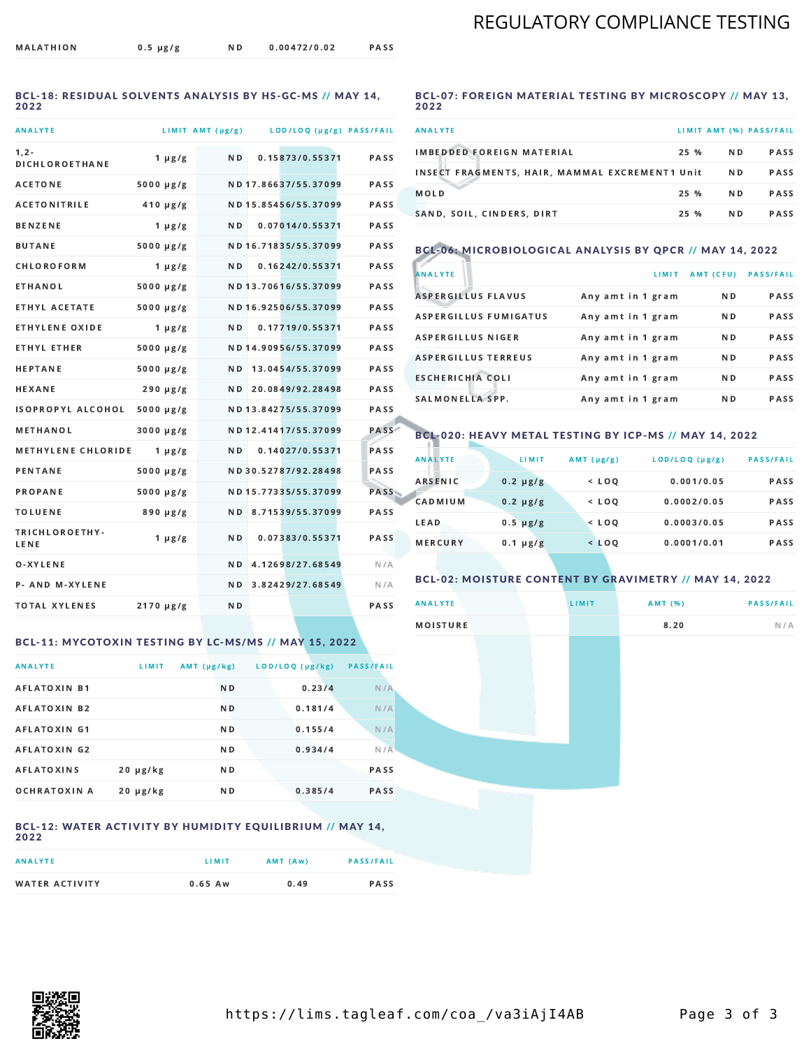| | | | | |
|---|---|---|---|---|
| MALATHION | 0.5 µg/g | ND | 0.00472/0.02 | PASS |

## BCL-18: RESIDUAL SOLVENTS ANALYSIS BY HS-GC-MS // MAY 14, 2022

| ANALYTE | LIMIT | AMT (µg/g) | LOD/LOQ (µg/g) | PASS/FAIL |
|---|---|---|---|---|
| 1,2-DICHLOROETHANE | 1 µg/g | ND | 0.15873/0.55371 | PASS |
| ACETONE | 5000 µg/g | ND | 17.86637/55.37099 | PASS |
| ACETONITRILE | 410 µg/g | ND | 15.85456/55.37099 | PASS |
| BENZENE | 1 µg/g | ND | 0.07014/0.55371 | PASS |
| BUTANE | 5000 µg/g | ND | 16.71835/55.37099 | PASS |
| CHLOROFORM | 1 µg/g | ND | 0.16242/0.55371 | PASS |
| ETHANOL | 5000 µg/g | ND | 13.70616/55.37099 | PASS |
| ETHYL ACETATE | 5000 µg/g | ND | 16.92506/55.37099 | PASS |
| ETHYLENE OXIDE | 1 µg/g | ND | 0.17719/0.55371 | PASS |
| ETHYL ETHER | 5000 µg/g | ND | 14.90956/55.37099 | PASS |
| HEPTANE | 5000 µg/g | ND | 13.0454/55.37099 | PASS |
| HEXANE | 290 µg/g | ND | 20.0849/92.28498 | PASS |
| ISOPROPYL ALCOHOL | 5000 µg/g | ND | 13.84275/55.37099 | PASS |
| METHANOL | 3000 µg/g | ND | 12.41417/55.37099 | PASS |
| METHYLENE CHLORIDE | 1 µg/g | ND | 0.14027/0.55371 | PASS |
| PENTANE | 5000 µg/g | ND | 30.52787/92.28498 | PASS |
| PROPANE | 5000 µg/g | ND | 15.77335/55.37099 | PASS |
| TOLUENE | 890 µg/g | ND | 8.71539/55.37099 | PASS |
| TRICHLOROETHYLENE | 1 µg/g | ND | 0.07383/0.55371 | PASS |
| O-XYLENE | | ND | 4.12698/27.68549 | N/A |
| P- AND M-XYLENE | | ND | 3.82429/27.68549 | N/A |
| TOTAL XYLENES | 2170 µg/g | ND | | PASS |

## BCL-11: MYCOTOXIN TESTING BY LC-MS/MS // MAY 15, 2022

| ANALYTE | LIMIT | AMT (µg/kg) | LOD/LOQ (µg/kg) | PASS/FAIL |
|---|---|---|---|---|
| AFLATOXIN B1 | | ND | 0.23/4 | N/A |
| AFLATOXIN B2 | | ND | 0.181/4 | N/A |
| AFLATOXIN G1 | | ND | 0.155/4 | N/A |
| AFLATOXIN G2 | | ND | 0.934/4 | N/A |
| AFLATOXINS | 20 µg/kg | ND | | PASS |
| OCHRATOXIN A | 20 µg/kg | ND | 0.385/4 | PASS |

## BCL-12: WATER ACTIVITY BY HUMIDITY EQUILIBRIUM // MAY 14, 2022

| ANALYTE | LIMIT | AMT (Aw) | PASS/FAIL |
|---|---|---|---|
| WATER ACTIVITY | 0.65 Aw | 0.49 | PASS |

## BCL-07: FOREIGN MATERIAL TESTING BY MICROSCOPY // MAY 13, 2022

| ANALYTE | LIMIT | AMT (%) | PASS/FAIL |
|---|---|---|---|
| IMBEDDED FOREIGN MATERIAL | 25 % | ND | PASS |
| INSECT FRAGMENTS, HAIR, MAMMAL EXCREMENT | 1 Unit | ND | PASS |
| MOLD | 25 % | ND | PASS |
| SAND, SOIL, CINDERS, DIRT | 25 % | ND | PASS |

## BCL-06: MICROBIOLOGICAL ANALYSIS BY QPCR // MAY 14, 2022

| ANALYTE | LIMIT | AMT (CFU) | PASS/FAIL |
|---|---|---|---|
| ASPERGILLUS FLAVUS | Any amt in 1 gram | ND | PASS |
| ASPERGILLUS FUMIGATUS | Any amt in 1 gram | ND | PASS |
| ASPERGILLUS NIGER | Any amt in 1 gram | ND | PASS |
| ASPERGILLUS TERREUS | Any amt in 1 gram | ND | PASS |
| ESCHERICHIA COLI | Any amt in 1 gram | ND | PASS |
| SALMONELLA SPP. | Any amt in 1 gram | ND | PASS |

## BCL-020: HEAVY METAL TESTING BY ICP-MS // MAY 14, 2022

| ANALYTE | LIMIT | AMT (µg/g) | LOD/LOQ (µg/g) | PASS/FAIL |
|---|---|---|---|---|
| ARSENIC | 0.2 µg/g | < LOQ | 0.001/0.05 | PASS |
| CADMIUM | 0.2 µg/g | < LOQ | 0.0002/0.05 | PASS |
| LEAD | 0.5 µg/g | < LOQ | 0.0003/0.05 | PASS |
| MERCURY | 0.1 µg/g | < LOQ | 0.0001/0.01 | PASS |

## BCL-02: MOISTURE CONTENT BY GRAVIMETRY // MAY 14, 2022

| ANALYTE | LIMIT | AMT (%) | PASS/FAIL |
|---|---|---|---|
| MOISTURE | | 8.20 | N/A |

https://lims.tagleaf.com/coa_/va3iAjI4AB